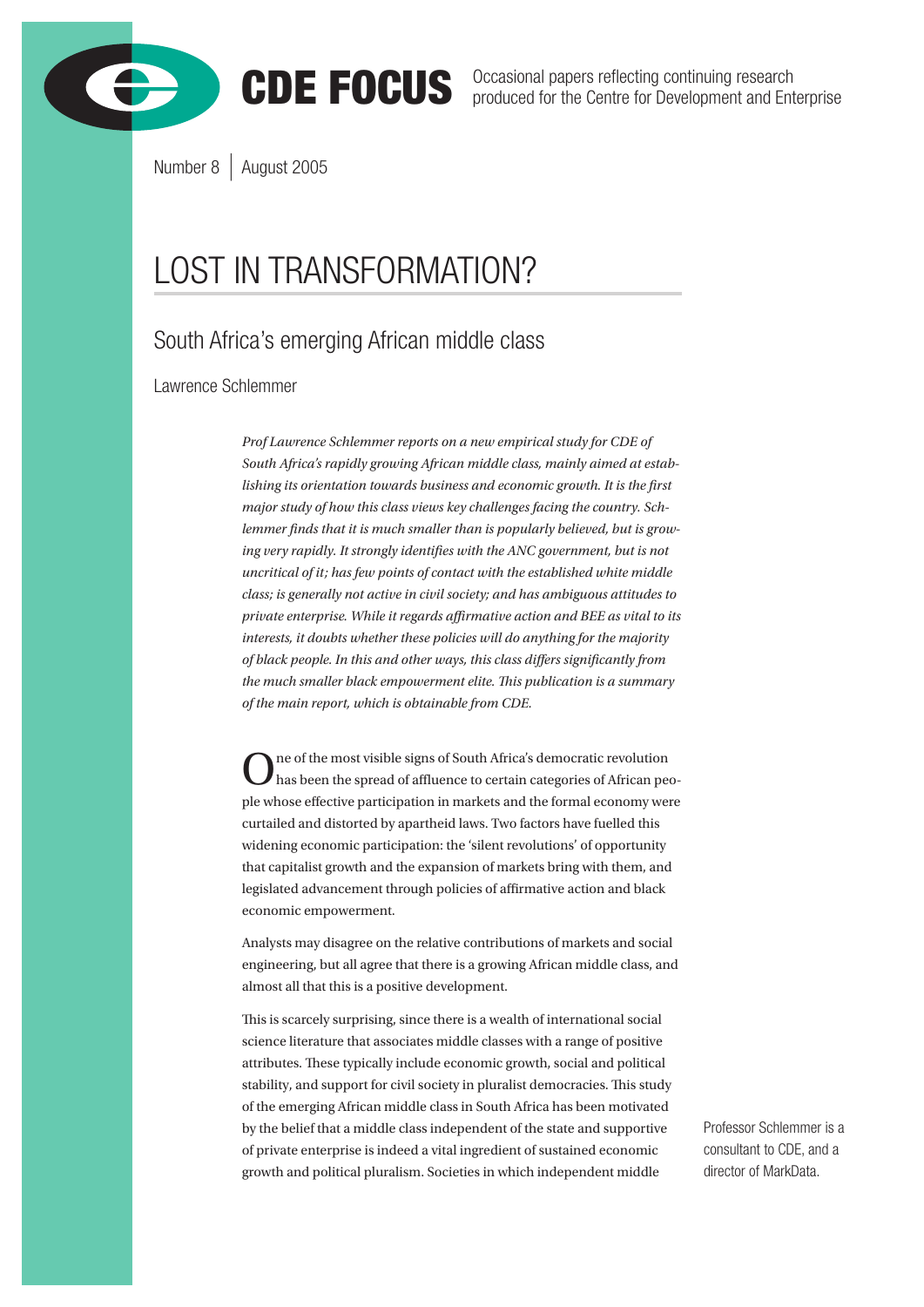CDE FOCUS

Occasional papers reflecting continuing research produced for the Centre for Development and Enterprise

Number 8 | August 2005

# LOST IN TRANSFORMATION?

## South Africa's emerging African middle class

Lawrence Schlemmer

*Prof Lawrence Schlemmer reports on a new empirical study for CDE of South Africa's rapidly growing African middle class, mainly aimed at establishing its orientation towards business and economic growth. It is the first major study of how this class views key challenges facing the country. Schlemmer finds that it is much smaller than is popularly believed, but is growing very rapidly. It strongly identifies with the ANC government, but is not uncritical of it; has few points of contact with the established white middle class; is generally not active in civil society; and has ambiguous attitudes to private enterprise. While it regards affirmative action and BEE as vital to its interests, it doubts whether these policies will do anything for the majority of black people. In this and other ways, this class differs significantly from the much smaller black empowerment elite. This publication is a summary of the main report, which is obtainable from CDE.*

One of the most visible signs of South Africa's democratic revolution has been the spread of affluence to certain categories of African people whose effective participation in markets and the formal economy were curtailed and distorted by apartheid laws. Two factors have fuelled this widening economic participation: the 'silent revolutions' of opportunity that capitalist growth and the expansion of markets bring with them, and legislated advancement through policies of affirmative action and black economic empowerment.

Analysts may disagree on the relative contributions of markets and social engineering, but all agree that there is a growing African middle class, and almost all that this is a positive development.

This is scarcely surprising, since there is a wealth of international social science literature that associates middle classes with a range of positive attributes. These typically include economic growth, social and political stability, and support for civil society in pluralist democracies. This study of the emerging African middle class in South Africa has been motivated by the belief that a middle class independent of the state and supportive of private enterprise is indeed a vital ingredient of sustained economic growth and political pluralism. Societies in which independent middle

Professor Schlemmer is a consultant to CDE, and a director of MarkData.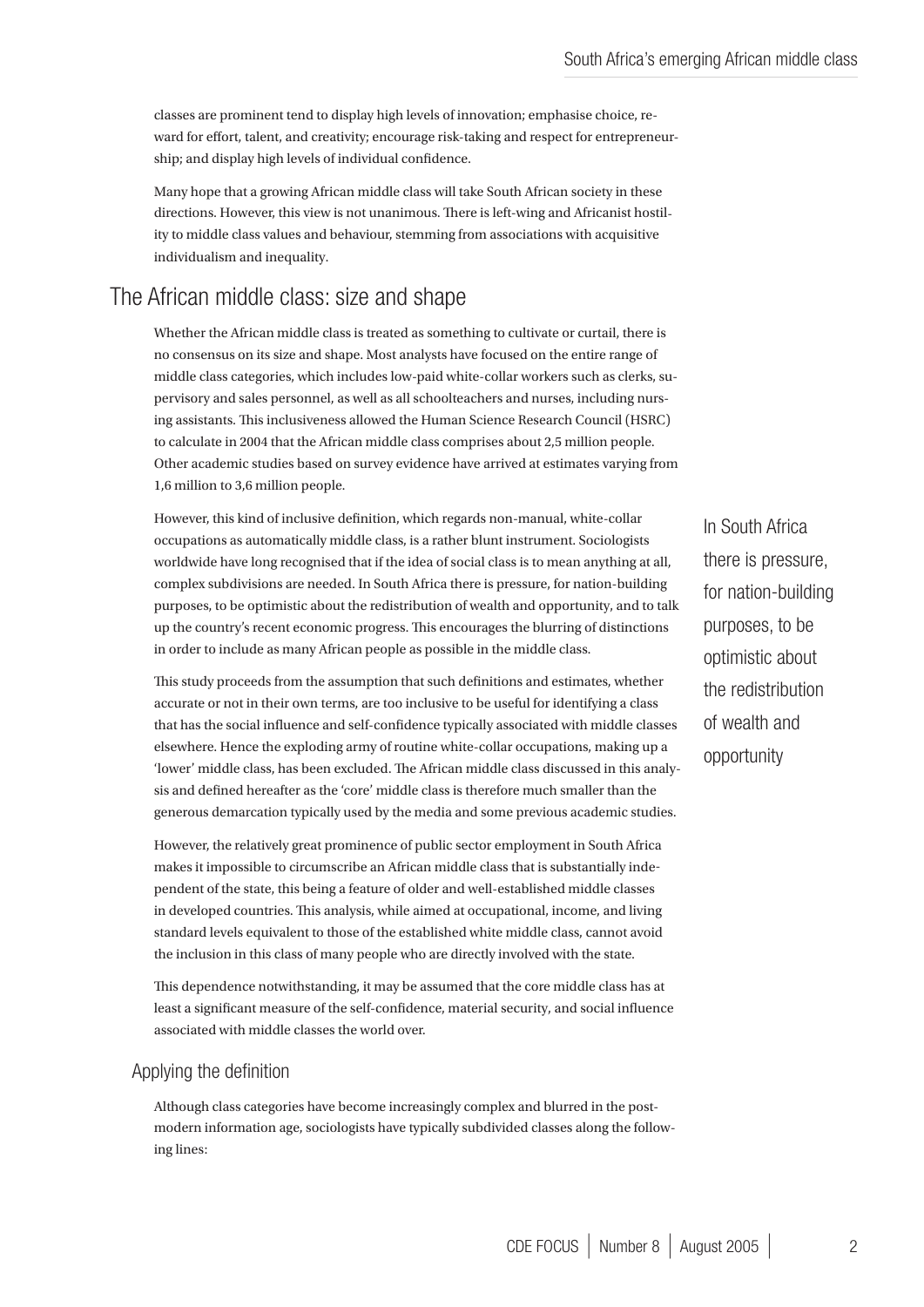classes are prominent tend to display high levels of innovation; emphasise choice, reward for effort, talent, and creativity; encourage risk-taking and respect for entrepreneurship; and display high levels of individual confidence.

Many hope that a growing African middle class will take South African society in these directions. However, this view is not unanimous. There is left-wing and Africanist hostility to middle class values and behaviour, stemming from associations with acquisitive individualism and inequality.

## The African middle class: size and shape

Whether the African middle class is treated as something to cultivate or curtail, there is no consensus on its size and shape. Most analysts have focused on the entire range of middle class categories, which includes low-paid white-collar workers such as clerks, supervisory and sales personnel, as well as all schoolteachers and nurses, including nursing assistants. This inclusiveness allowed the Human Science Research Council (HSRC) to calculate in 2004 that the African middle class comprises about 2,5 million people. Other academic studies based on survey evidence have arrived at estimates varying from 1,6 million to 3,6 million people.

However, this kind of inclusive definition, which regards non-manual, white-collar occupations as automatically middle class, is a rather blunt instrument. Sociologists worldwide have long recognised that if the idea of social class is to mean anything at all, complex subdivisions are needed. In South Africa there is pressure, for nation-building purposes, to be optimistic about the redistribution of wealth and opportunity, and to talk up the country's recent economic progress. This encourages the blurring of distinctions in order to include as many African people as possible in the middle class.

> In South Africa there is pressure, for nation-building purposes, to be optimistic about the redistribution of wealth and opportunity

This study proceeds from the assumption that such definitions and estimates, whether accurate or not in their own terms, are too inclusive to be useful for identifying a class that has the social influence and self-confidence typically associated with middle classes elsewhere. Hence the exploding army of routine white-collar occupations, making up a 'lower' middle class, has been excluded. The African middle class discussed in this analysis and defined hereafter as the 'core' middle class is therefore much smaller than the generous demarcation typically used by the media and some previous academic studies.

However, the relatively great prominence of public sector employment in South Africa makes it impossible to circumscribe an African middle class that is substantially independent of the state, this being a feature of older and well-established middle classes in developed countries. This analysis, while aimed at occupational, income, and living standard levels equivalent to those of the established white middle class, cannot avoid the inclusion in this class of many people who are directly involved with the state.

This dependence notwithstanding, it may be assumed that the core middle class has at least a significant measure of the self-confidence, material security, and social influence associated with middle classes the world over.

### Applying the definition

Although class categories have become increasingly complex and blurred in the post-modern information age, sociologists have typically subdivided classes along the following lines: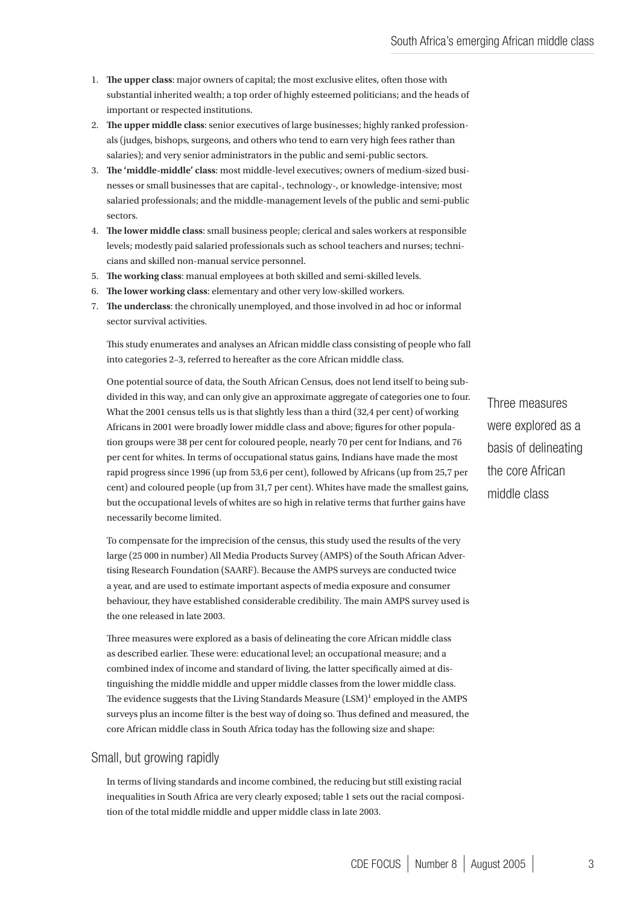1. **The upper class**: major owners of capital; the most exclusive elites, often those with substantial inherited wealth; a top order of highly esteemed politicians; and the heads of important or respected institutions.
2. **The upper middle class**: senior executives of large businesses; highly ranked professionals (judges, bishops, surgeons, and others who tend to earn very high fees rather than salaries); and very senior administrators in the public and semi-public sectors.
3. **The 'middle-middle' class**: most middle-level executives; owners of medium-sized businesses or small businesses that are capital-, technology-, or knowledge-intensive; most salaried professionals; and the middle-management levels of the public and semi-public sectors.
4. **The lower middle class**: small business people; clerical and sales workers at responsible levels; modestly paid salaried professionals such as school teachers and nurses; technicians and skilled non-manual service personnel.
5. **The working class**: manual employees at both skilled and semi-skilled levels.
6. **The lower working class**: elementary and other very low-skilled workers.
7. **The underclass**: the chronically unemployed, and those involved in ad hoc or informal sector survival activities.

This study enumerates and analyses an African middle class consisting of people who fall into categories 2–3, referred to hereafter as the core African middle class.

One potential source of data, the South African Census, does not lend itself to being subdivided in this way, and can only give an approximate aggregate of categories one to four. What the 2001 census tells us is that slightly less than a third (32,4 per cent) of working Africans in 2001 were broadly lower middle class and above; figures for other population groups were 38 per cent for coloured people, nearly 70 per cent for Indians, and 76 per cent for whites. In terms of occupational status gains, Indians have made the most rapid progress since 1996 (up from 53,6 per cent), followed by Africans (up from 25,7 per cent) and coloured people (up from 31,7 per cent). Whites have made the smallest gains, but the occupational levels of whites are so high in relative terms that further gains have necessarily become limited.

> Three measures were explored as a basis of delineating the core African middle class

To compensate for the imprecision of the census, this study used the results of the very large (25 000 in number) All Media Products Survey (AMPS) of the South African Advertising Research Foundation (SAARF). Because the AMPS surveys are conducted twice a year, and are used to estimate important aspects of media exposure and consumer behaviour, they have established considerable credibility. The main AMPS survey used is the one released in late 2003.

Three measures were explored as a basis of delineating the core African middle class as described earlier. These were: educational level; an occupational measure; and a combined index of income and standard of living, the latter specifically aimed at distinguishing the middle middle and upper middle classes from the lower middle class. The evidence suggests that the Living Standards Measure (LSM)[1] employed in the AMPS surveys plus an income filter is the best way of doing so. Thus defined and measured, the core African middle class in South Africa today has the following size and shape:

## Small, but growing rapidly

In terms of living standards and income combined, the reducing but still existing racial inequalities in South Africa are very clearly exposed; table 1 sets out the racial composition of the total middle middle and upper middle class in late 2003.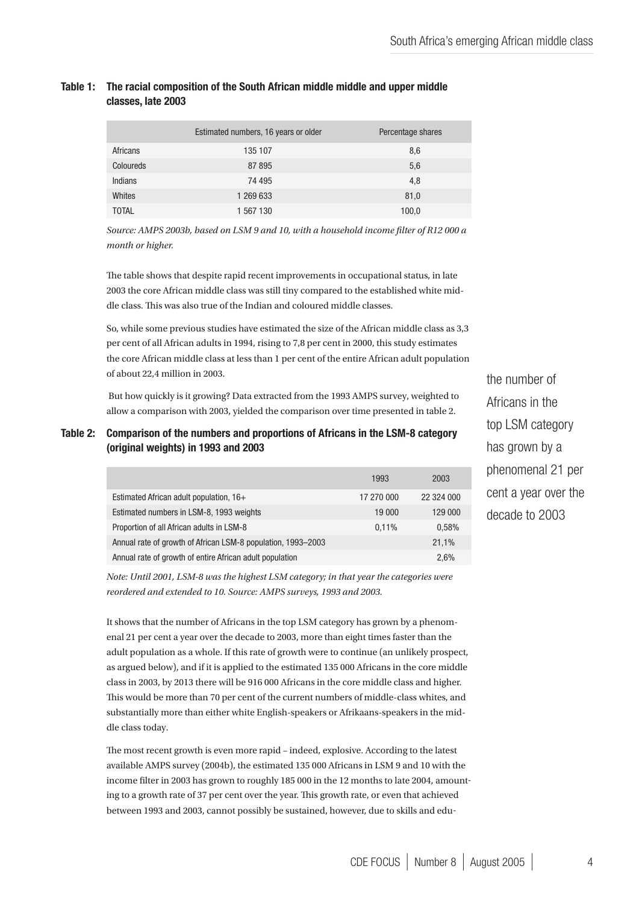**Table 1: The racial composition of the South African middle middle and upper middle classes, late 2003**

| | Estimated numbers, 16 years or older | Percentage shares |
|---|---|---|
| Africans | 135 107 | 8,6 |
| Coloureds | 87 895 | 5,6 |
| Indians | 74 495 | 4,8 |
| Whites | 1 269 633 | 81,0 |
| TOTAL | 1 567 130 | 100,0 |

*Source: AMPS 2003b, based on LSM 9 and 10, with a household income filter of R12 000 a month or higher.*

The table shows that despite rapid recent improvements in occupational status, in late 2003 the core African middle class was still tiny compared to the established white middle class. This was also true of the Indian and coloured middle classes.

So, while some previous studies have estimated the size of the African middle class as 3,3 per cent of all African adults in 1994, rising to 7,8 per cent in 2000, this study estimates the core African middle class at less than 1 per cent of the entire African adult population of about 22,4 million in 2003.

But how quickly is it growing? Data extracted from the 1993 AMPS survey, weighted to allow a comparison with 2003, yielded the comparison over time presented in table 2.

**Table 2: Comparison of the numbers and proportions of Africans in the LSM-8 category (original weights) in 1993 and 2003**

| | 1993 | 2003 |
|---|---|---|
| Estimated African adult population, 16+ | 17 270 000 | 22 324 000 |
| Estimated numbers in LSM-8, 1993 weights | 19 000 | 129 000 |
| Proportion of all African adults in LSM-8 | 0,11% | 0,58% |
| Annual rate of growth of African LSM-8 population, 1993–2003 | | 21,1% |
| Annual rate of growth of entire African adult population | | 2,6% |

*Note: Until 2001, LSM-8 was the highest LSM category; in that year the categories were reordered and extended to 10. Source: AMPS surveys, 1993 and 2003.*

the number of Africans in the top LSM category has grown by a phenomenal 21 per cent a year over the decade to 2003

It shows that the number of Africans in the top LSM category has grown by a phenomenal 21 per cent a year over the decade to 2003, more than eight times faster than the adult population as a whole. If this rate of growth were to continue (an unlikely prospect, as argued below), and if it is applied to the estimated 135 000 Africans in the core middle class in 2003, by 2013 there will be 916 000 Africans in the core middle class and higher. This would be more than 70 per cent of the current numbers of middle-class whites, and substantially more than either white English-speakers or Afrikaans-speakers in the middle class today.

The most recent growth is even more rapid – indeed, explosive. According to the latest available AMPS survey (2004b), the estimated 135 000 Africans in LSM 9 and 10 with the income filter in 2003 has grown to roughly 185 000 in the 12 months to late 2004, amounting to a growth rate of 37 per cent over the year. This growth rate, or even that achieved between 1993 and 2003, cannot possibly be sustained, however, due to skills and edu-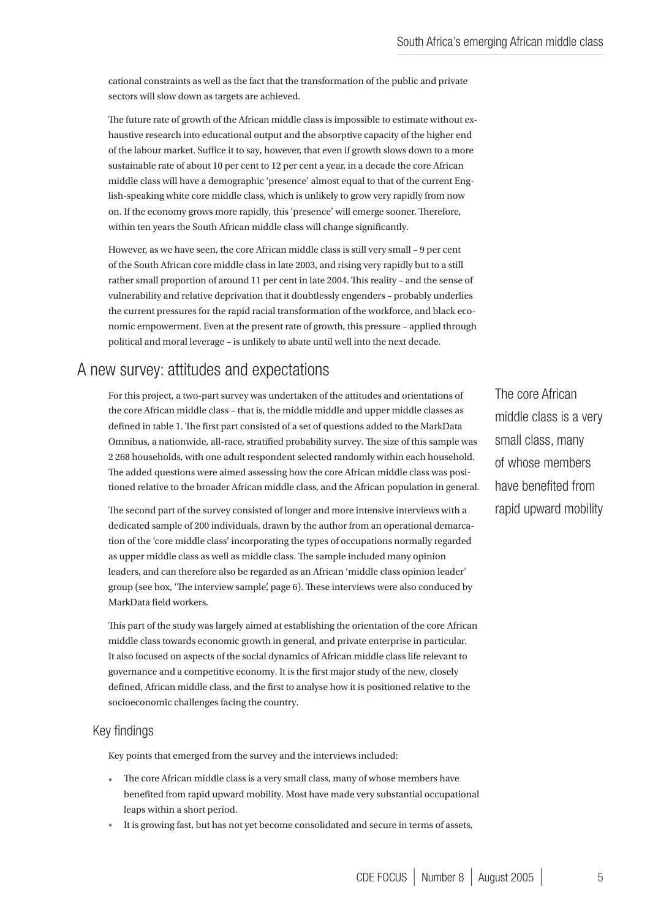cational constraints as well as the fact that the transformation of the public and private sectors will slow down as targets are achieved.

The future rate of growth of the African middle class is impossible to estimate without exhaustive research into educational output and the absorptive capacity of the higher end of the labour market. Suffice it to say, however, that even if growth slows down to a more sustainable rate of about 10 per cent to 12 per cent a year, in a decade the core African middle class will have a demographic 'presence' almost equal to that of the current English-speaking white core middle class, which is unlikely to grow very rapidly from now on. If the economy grows more rapidly, this 'presence' will emerge sooner. Therefore, within ten years the South African middle class will change significantly.

However, as we have seen, the core African middle class is still very small – 9 per cent of the South African core middle class in late 2003, and rising very rapidly but to a still rather small proportion of around 11 per cent in late 2004. This reality – and the sense of vulnerability and relative deprivation that it doubtlessly engenders – probably underlies the current pressures for the rapid racial transformation of the workforce, and black economic empowerment. Even at the present rate of growth, this pressure – applied through political and moral leverage – is unlikely to abate until well into the next decade.

## A new survey: attitudes and expectations

For this project, a two-part survey was undertaken of the attitudes and orientations of the core African middle class – that is, the middle middle and upper middle classes as defined in table 1. The first part consisted of a set of questions added to the MarkData Omnibus, a nationwide, all-race, stratified probability survey. The size of this sample was 2 268 households, with one adult respondent selected randomly within each household. The added questions were aimed assessing how the core African middle class was positioned relative to the broader African middle class, and the African population in general.

The second part of the survey consisted of longer and more intensive interviews with a dedicated sample of 200 individuals, drawn by the author from an operational demarcation of the 'core middle class' incorporating the types of occupations normally regarded as upper middle class as well as middle class. The sample included many opinion leaders, and can therefore also be regarded as an African 'middle class opinion leader' group (see box, 'The interview sample', page 6). These interviews were also conduced by MarkData field workers.

This part of the study was largely aimed at establishing the orientation of the core African middle class towards economic growth in general, and private enterprise in particular. It also focused on aspects of the social dynamics of African middle class life relevant to governance and a competitive economy. It is the first major study of the new, closely defined, African middle class, and the first to analyse how it is positioned relative to the socioeconomic challenges facing the country.

> The core African middle class is a very small class, many of whose members have benefited from rapid upward mobility

### Key findings

Key points that emerged from the survey and the interviews included:

- The core African middle class is a very small class, many of whose members have benefited from rapid upward mobility. Most have made very substantial occupational leaps within a short period.
- It is growing fast, but has not yet become consolidated and secure in terms of assets,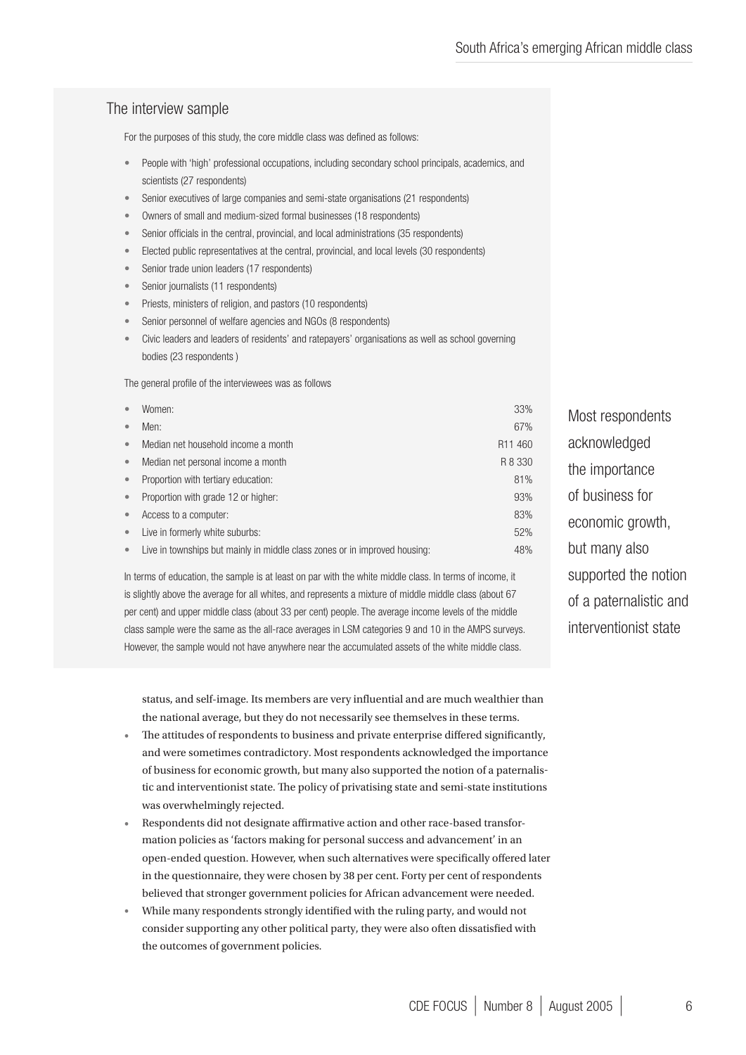## The interview sample

For the purposes of this study, the core middle class was defined as follows:

- People with 'high' professional occupations, including secondary school principals, academics, and scientists (27 respondents)
- Senior executives of large companies and semi-state organisations (21 respondents)
- Owners of small and medium-sized formal businesses (18 respondents)
- Senior officials in the central, provincial, and local administrations (35 respondents)
- Elected public representatives at the central, provincial, and local levels (30 respondents)
- Senior trade union leaders (17 respondents)
- Senior journalists (11 respondents)
- Priests, ministers of religion, and pastors (10 respondents)
- Senior personnel of welfare agencies and NGOs (8 respondents)
- Civic leaders and leaders of residents' and ratepayers' organisations as well as school governing bodies (23 respondents )

The general profile of the interviewees was as follows

| | |
|---|---|
| Women: | 33% |
| Men: | 67% |
| Median net household income a month | R11 460 |
| Median net personal income a month | R 8 330 |
| Proportion with tertiary education: | 81% |
| Proportion with grade 12 or higher: | 93% |
| Access to a computer: | 83% |
| Live in formerly white suburbs: | 52% |
| Live in townships but mainly in middle class zones or in improved housing: | 48% |

In terms of education, the sample is at least on par with the white middle class. In terms of income, it is slightly above the average for all whites, and represents a mixture of middle middle class (about 67 per cent) and upper middle class (about 33 per cent) people. The average income levels of the middle class sample were the same as the all-race averages in LSM categories 9 and 10 in the AMPS surveys. However, the sample would not have anywhere near the accumulated assets of the white middle class.

Most respondents acknowledged the importance of business for economic growth, but many also supported the notion of a paternalistic and interventionist state

status, and self-image. Its members are very influential and are much wealthier than the national average, but they do not necessarily see themselves in these terms.

- The attitudes of respondents to business and private enterprise differed significantly, and were sometimes contradictory. Most respondents acknowledged the importance of business for economic growth, but many also supported the notion of a paternalistic and interventionist state. The policy of privatising state and semi-state institutions was overwhelmingly rejected.
- Respondents did not designate affirmative action and other race-based transformation policies as 'factors making for personal success and advancement' in an open-ended question. However, when such alternatives were specifically offered later in the questionnaire, they were chosen by 38 per cent. Forty per cent of respondents believed that stronger government policies for African advancement were needed.
- While many respondents strongly identified with the ruling party, and would not consider supporting any other political party, they were also often dissatisfied with the outcomes of government policies.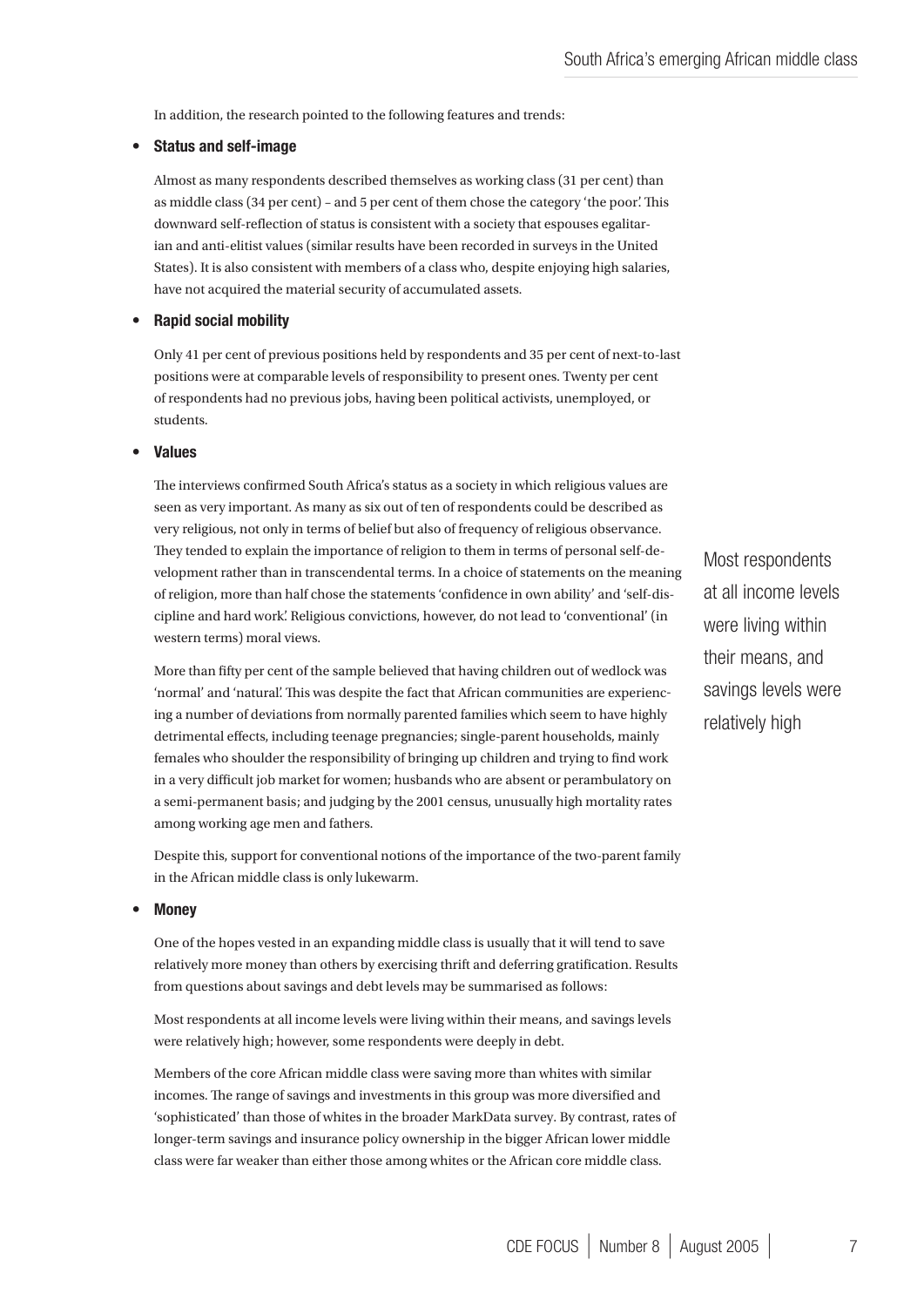In addition, the research pointed to the following features and trends:

- **Status and self-image**

  Almost as many respondents described themselves as working class (31 per cent) than as middle class (34 per cent) – and 5 per cent of them chose the category 'the poor'. This downward self-reflection of status is consistent with a society that espouses egalitarian and anti-elitist values (similar results have been recorded in surveys in the United States). It is also consistent with members of a class who, despite enjoying high salaries, have not acquired the material security of accumulated assets.

- **Rapid social mobility**

  Only 41 per cent of previous positions held by respondents and 35 per cent of next-to-last positions were at comparable levels of responsibility to present ones. Twenty per cent of respondents had no previous jobs, having been political activists, unemployed, or students.

- **Values**

  The interviews confirmed South Africa's status as a society in which religious values are seen as very important. As many as six out of ten of respondents could be described as very religious, not only in terms of belief but also of frequency of religious observance. They tended to explain the importance of religion to them in terms of personal self-development rather than in transcendental terms. In a choice of statements on the meaning of religion, more than half chose the statements 'confidence in own ability' and 'self-discipline and hard work'. Religious convictions, however, do not lead to 'conventional' (in western terms) moral views.

  More than fifty per cent of the sample believed that having children out of wedlock was 'normal' and 'natural'. This was despite the fact that African communities are experiencing a number of deviations from normally parented families which seem to have highly detrimental effects, including teenage pregnancies; single-parent households, mainly females who shoulder the responsibility of bringing up children and trying to find work in a very difficult job market for women; husbands who are absent or perambulatory on a semi-permanent basis; and judging by the 2001 census, unusually high mortality rates among working age men and fathers.

  Despite this, support for conventional notions of the importance of the two-parent family in the African middle class is only lukewarm.

- **Money**

  One of the hopes vested in an expanding middle class is usually that it will tend to save relatively more money than others by exercising thrift and deferring gratification. Results from questions about savings and debt levels may be summarised as follows:

  Most respondents at all income levels were living within their means, and savings levels were relatively high; however, some respondents were deeply in debt.

  Members of the core African middle class were saving more than whites with similar incomes. The range of savings and investments in this group was more diversified and 'sophisticated' than those of whites in the broader MarkData survey. By contrast, rates of longer-term savings and insurance policy ownership in the bigger African lower middle class were far weaker than either those among whites or the African core middle class.

> Most respondents at all income levels were living within their means, and savings levels were relatively high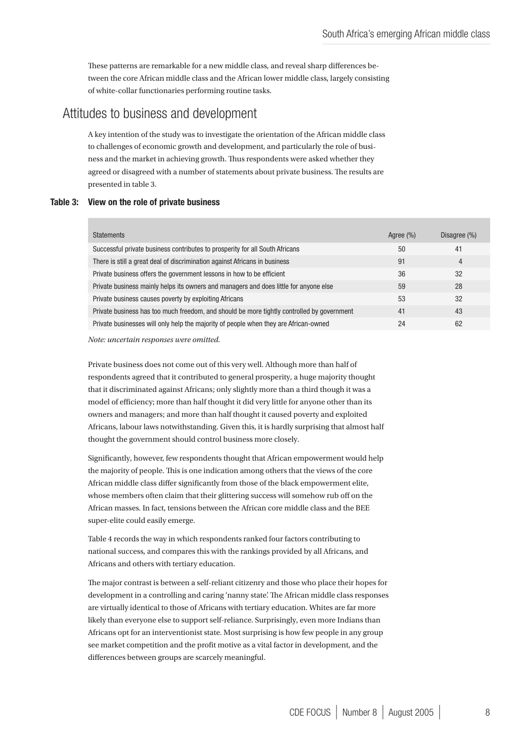These patterns are remarkable for a new middle class, and reveal sharp differences between the core African middle class and the African lower middle class, largely consisting of white-collar functionaries performing routine tasks.

## Attitudes to business and development

A key intention of the study was to investigate the orientation of the African middle class to challenges of economic growth and development, and particularly the role of business and the market in achieving growth. Thus respondents were asked whether they agreed or disagreed with a number of statements about private business. The results are presented in table 3.

**Table 3: View on the role of private business**

| Statements | Agree (%) | Disagree (%) |
|---|---|---|
| Successful private business contributes to prosperity for all South Africans | 50 | 41 |
| There is still a great deal of discrimination against Africans in business | 91 | 4 |
| Private business offers the government lessons in how to be efficient | 36 | 32 |
| Private business mainly helps its owners and managers and does little for anyone else | 59 | 28 |
| Private business causes poverty by exploiting Africans | 53 | 32 |
| Private business has too much freedom, and should be more tightly controlled by government | 41 | 43 |
| Private businesses will only help the majority of people when they are African-owned | 24 | 62 |

*Note: uncertain responses were omitted.*

Private business does not come out of this very well. Although more than half of respondents agreed that it contributed to general prosperity, a huge majority thought that it discriminated against Africans; only slightly more than a third though it was a model of efficiency; more than half thought it did very little for anyone other than its owners and managers; and more than half thought it caused poverty and exploited Africans, labour laws notwithstanding. Given this, it is hardly surprising that almost half thought the government should control business more closely.

Significantly, however, few respondents thought that African empowerment would help the majority of people. This is one indication among others that the views of the core African middle class differ significantly from those of the black empowerment elite, whose members often claim that their glittering success will somehow rub off on the African masses. In fact, tensions between the African core middle class and the BEE super-elite could easily emerge.

Table 4 records the way in which respondents ranked four factors contributing to national success, and compares this with the rankings provided by all Africans, and Africans and others with tertiary education.

The major contrast is between a self-reliant citizenry and those who place their hopes for development in a controlling and caring 'nanny state'. The African middle class responses are virtually identical to those of Africans with tertiary education. Whites are far more likely than everyone else to support self-reliance. Surprisingly, even more Indians than Africans opt for an interventionist state. Most surprising is how few people in any group see market competition and the profit motive as a vital factor in development, and the differences between groups are scarcely meaningful.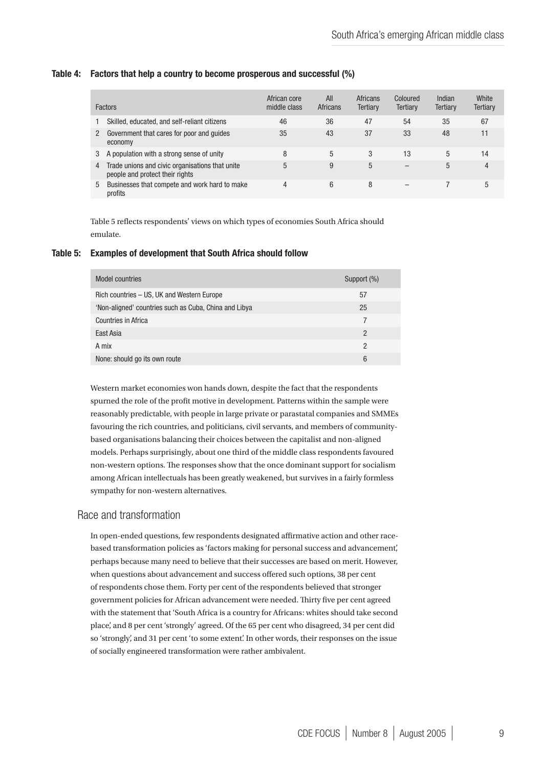**Table 4: Factors that help a country to become prosperous and successful (%)**

| | Factors | African core middle class | All Africans | Africans Tertiary | Coloured Tertiary | Indian Tertiary | White Tertiary |
|---|---|---|---|---|---|---|---|
| 1 | Skilled, educated, and self-reliant citizens | 46 | 36 | 47 | 54 | 35 | 67 |
| 2 | Government that cares for poor and guides economy | 35 | 43 | 37 | 33 | 48 | 11 |
| 3 | A population with a strong sense of unity | 8 | 5 | 3 | 13 | 5 | 14 |
| 4 | Trade unions and civic organisations that unite people and protect their rights | 5 | 9 | 5 | – | 5 | 4 |
| 5 | Businesses that compete and work hard to make profits | 4 | 6 | 8 | – | 7 | 5 |

Table 5 reflects respondents' views on which types of economies South Africa should emulate.

**Table 5: Examples of development that South Africa should follow**

| Model countries | Support (%) |
|---|---|
| Rich countries – US, UK and Western Europe | 57 |
| 'Non-aligned' countries such as Cuba, China and Libya | 25 |
| Countries in Africa | 7 |
| East Asia | 2 |
| A mix | 2 |
| None: should go its own route | 6 |

Western market economies won hands down, despite the fact that the respondents spurned the role of the profit motive in development. Patterns within the sample were reasonably predictable, with people in large private or parastatal companies and SMMEs favouring the rich countries, and politicians, civil servants, and members of community-based organisations balancing their choices between the capitalist and non-aligned models. Perhaps surprisingly, about one third of the middle class respondents favoured non-western options. The responses show that the once dominant support for socialism among African intellectuals has been greatly weakened, but survives in a fairly formless sympathy for non-western alternatives.

## Race and transformation

In open-ended questions, few respondents designated affirmative action and other race-based transformation policies as 'factors making for personal success and advancement', perhaps because many need to believe that their successes are based on merit. However, when questions about advancement and success offered such options, 38 per cent of respondents chose them. Forty per cent of the respondents believed that stronger government policies for African advancement were needed. Thirty five per cent agreed with the statement that 'South Africa is a country for Africans: whites should take second place', and 8 per cent 'strongly' agreed. Of the 65 per cent who disagreed, 34 per cent did so 'strongly', and 31 per cent 'to some extent'. In other words, their responses on the issue of socially engineered transformation were rather ambivalent.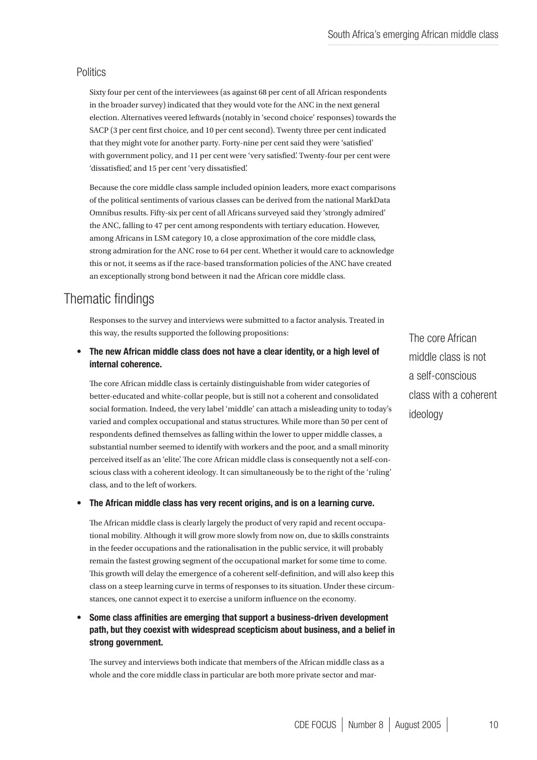### Politics

Sixty four per cent of the interviewees (as against 68 per cent of all African respondents in the broader survey) indicated that they would vote for the ANC in the next general election. Alternatives veered leftwards (notably in 'second choice' responses) towards the SACP (3 per cent first choice, and 10 per cent second). Twenty three per cent indicated that they might vote for another party. Forty-nine per cent said they were 'satisfied' with government policy, and 11 per cent were 'very satisfied'. Twenty-four per cent were 'dissatisfied', and 15 per cent 'very dissatisfied'.

Because the core middle class sample included opinion leaders, more exact comparisons of the political sentiments of various classes can be derived from the national MarkData Omnibus results. Fifty-six per cent of all Africans surveyed said they 'strongly admired' the ANC, falling to 47 per cent among respondents with tertiary education. However, among Africans in LSM category 10, a close approximation of the core middle class, strong admiration for the ANC rose to 64 per cent. Whether it would care to acknowledge this or not, it seems as if the race-based transformation policies of the ANC have created an exceptionally strong bond between it nad the African core middle class.

## Thematic findings

Responses to the survey and interviews were submitted to a factor analysis. Treated in this way, the results supported the following propositions:

- **The new African middle class does not have a clear identity, or a high level of internal coherence.**

  The core African middle class is certainly distinguishable from wider categories of better-educated and white-collar people, but is still not a coherent and consolidated social formation. Indeed, the very label 'middle' can attach a misleading unity to today's varied and complex occupational and status structures. While more than 50 per cent of respondents defined themselves as falling within the lower to upper middle classes, a substantial number seemed to identify with workers and the poor, and a small minority perceived itself as an 'elite'. The core African middle class is consequently not a self-conscious class with a coherent ideology. It can simultaneously be to the right of the 'ruling' class, and to the left of workers.

> The core African middle class is not a self-conscious class with a coherent ideology

- **The African middle class has very recent origins, and is on a learning curve.**

  The African middle class is clearly largely the product of very rapid and recent occupational mobility. Although it will grow more slowly from now on, due to skills constraints in the feeder occupations and the rationalisation in the public service, it will probably remain the fastest growing segment of the occupational market for some time to come. This growth will delay the emergence of a coherent self-definition, and will also keep this class on a steep learning curve in terms of responses to its situation. Under these circumstances, one cannot expect it to exercise a uniform influence on the economy.

- **Some class affinities are emerging that support a business-driven development path, but they coexist with widespread scepticism about business, and a belief in strong government.**

  The survey and interviews both indicate that members of the African middle class as a whole and the core middle class in particular are both more private sector and mar-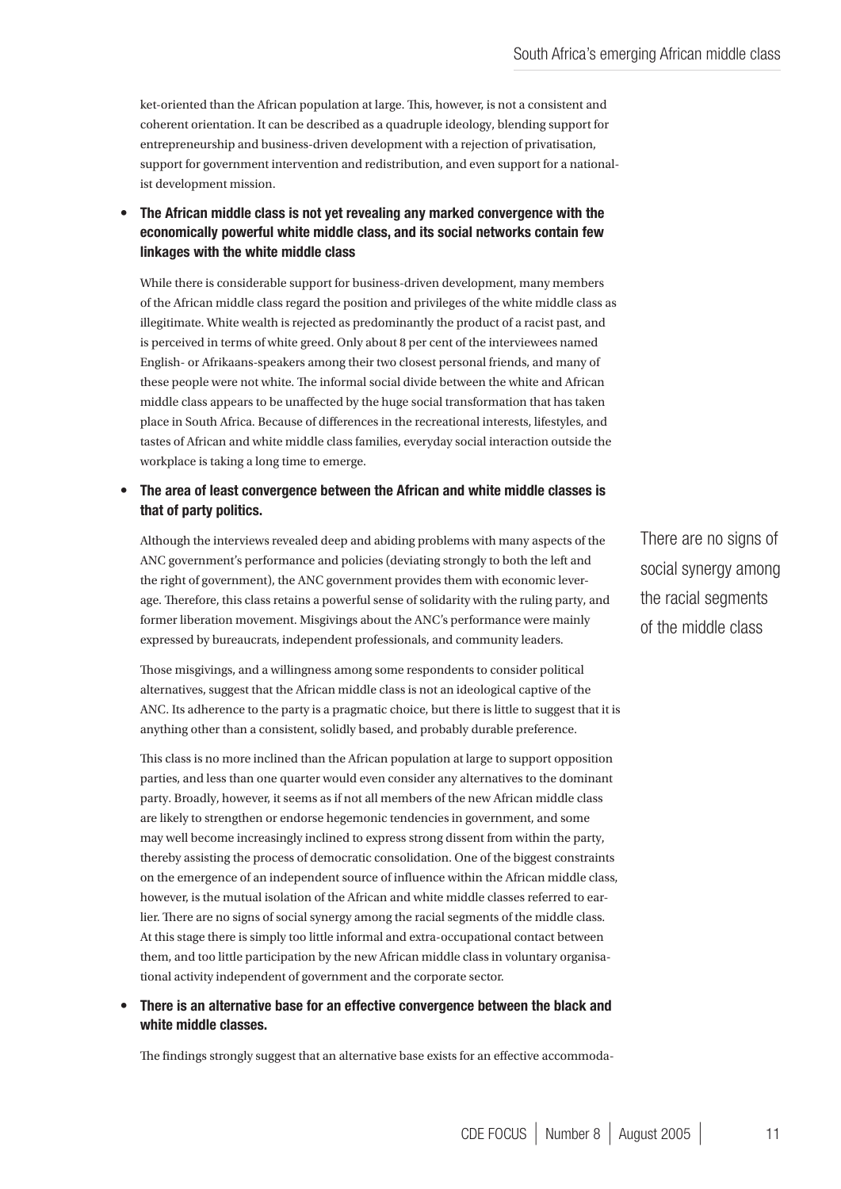ket-oriented than the African population at large. This, however, is not a consistent and coherent orientation. It can be described as a quadruple ideology, blending support for entrepreneurship and business-driven development with a rejection of privatisation, support for government intervention and redistribution, and even support for a nationalist development mission.

- **The African middle class is not yet revealing any marked convergence with the economically powerful white middle class, and its social networks contain few linkages with the white middle class**

  While there is considerable support for business-driven development, many members of the African middle class regard the position and privileges of the white middle class as illegitimate. White wealth is rejected as predominantly the product of a racist past, and is perceived in terms of white greed. Only about 8 per cent of the interviewees named English- or Afrikaans-speakers among their two closest personal friends, and many of these people were not white. The informal social divide between the white and African middle class appears to be unaffected by the huge social transformation that has taken place in South Africa. Because of differences in the recreational interests, lifestyles, and tastes of African and white middle class families, everyday social interaction outside the workplace is taking a long time to emerge.

- **The area of least convergence between the African and white middle classes is that of party politics.**

  Although the interviews revealed deep and abiding problems with many aspects of the ANC government's performance and policies (deviating strongly to both the left and the right of government), the ANC government provides them with economic leverage. Therefore, this class retains a powerful sense of solidarity with the ruling party, and former liberation movement. Misgivings about the ANC's performance were mainly expressed by bureaucrats, independent professionals, and community leaders.

  Those misgivings, and a willingness among some respondents to consider political alternatives, suggest that the African middle class is not an ideological captive of the ANC. Its adherence to the party is a pragmatic choice, but there is little to suggest that it is anything other than a consistent, solidly based, and probably durable preference.

  This class is no more inclined than the African population at large to support opposition parties, and less than one quarter would even consider any alternatives to the dominant party. Broadly, however, it seems as if not all members of the new African middle class are likely to strengthen or endorse hegemonic tendencies in government, and some may well become increasingly inclined to express strong dissent from within the party, thereby assisting the process of democratic consolidation. One of the biggest constraints on the emergence of an independent source of influence within the African middle class, however, is the mutual isolation of the African and white middle classes referred to earlier. There are no signs of social synergy among the racial segments of the middle class. At this stage there is simply too little informal and extra-occupational contact between them, and too little participation by the new African middle class in voluntary organisational activity independent of government and the corporate sector.

> There are no signs of social synergy among the racial segments of the middle class

- **There is an alternative base for an effective convergence between the black and white middle classes.**

  The findings strongly suggest that an alternative base exists for an effective accommoda-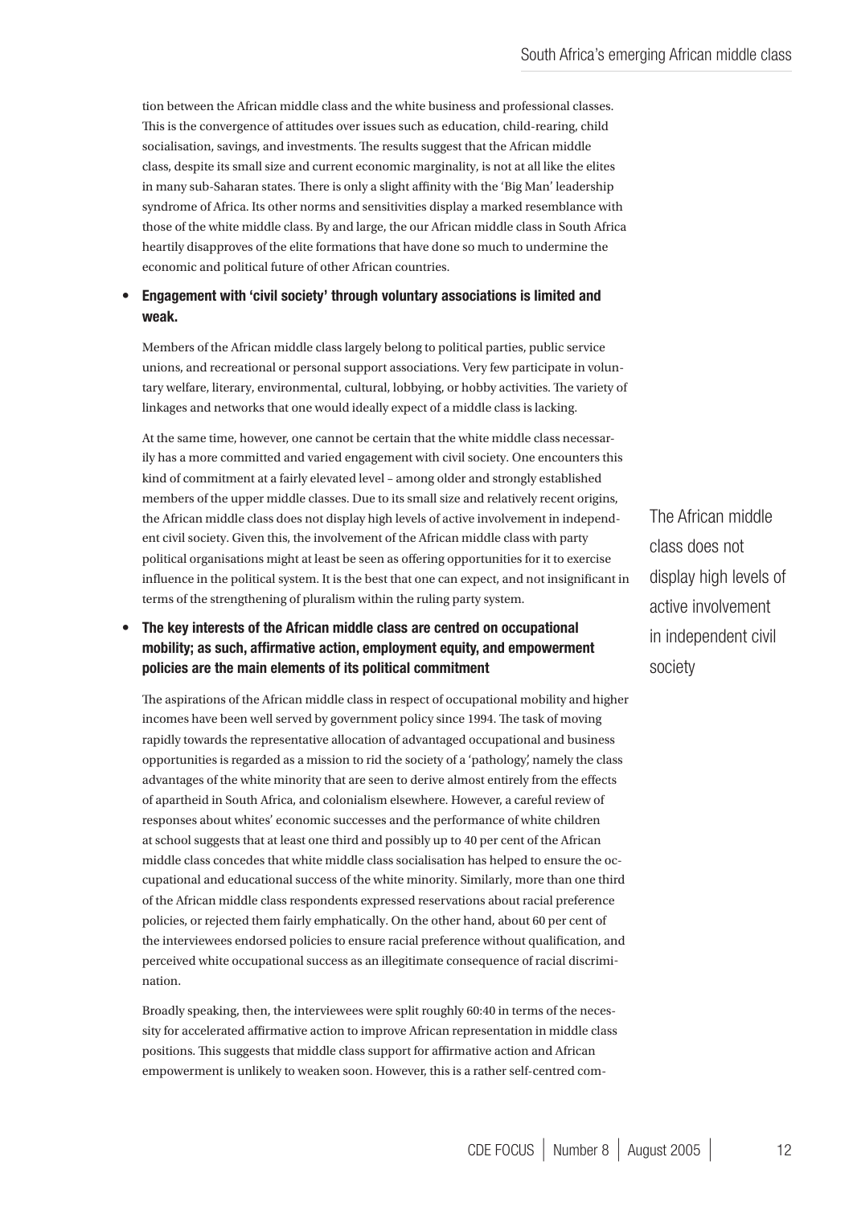tion between the African middle class and the white business and professional classes. This is the convergence of attitudes over issues such as education, child-rearing, child socialisation, savings, and investments. The results suggest that the African middle class, despite its small size and current economic marginality, is not at all like the elites in many sub-Saharan states. There is only a slight affinity with the 'Big Man' leadership syndrome of Africa. Its other norms and sensitivities display a marked resemblance with those of the white middle class. By and large, the our African middle class in South Africa heartily disapproves of the elite formations that have done so much to undermine the economic and political future of other African countries.

- **Engagement with 'civil society' through voluntary associations is limited and weak.**

  Members of the African middle class largely belong to political parties, public service unions, and recreational or personal support associations. Very few participate in voluntary welfare, literary, environmental, cultural, lobbying, or hobby activities. The variety of linkages and networks that one would ideally expect of a middle class is lacking.

  At the same time, however, one cannot be certain that the white middle class necessarily has a more committed and varied engagement with civil society. One encounters this kind of commitment at a fairly elevated level – among older and strongly established members of the upper middle classes. Due to its small size and relatively recent origins, the African middle class does not display high levels of active involvement in independent civil society. Given this, the involvement of the African middle class with party political organisations might at least be seen as offering opportunities for it to exercise influence in the political system. It is the best that one can expect, and not insignificant in terms of the strengthening of pluralism within the ruling party system.

The African middle class does not display high levels of active involvement in independent civil society

- **The key interests of the African middle class are centred on occupational mobility; as such, affirmative action, employment equity, and empowerment policies are the main elements of its political commitment**

  The aspirations of the African middle class in respect of occupational mobility and higher incomes have been well served by government policy since 1994. The task of moving rapidly towards the representative allocation of advantaged occupational and business opportunities is regarded as a mission to rid the society of a 'pathology', namely the class advantages of the white minority that are seen to derive almost entirely from the effects of apartheid in South Africa, and colonialism elsewhere. However, a careful review of responses about whites' economic successes and the performance of white children at school suggests that at least one third and possibly up to 40 per cent of the African middle class concedes that white middle class socialisation has helped to ensure the occupational and educational success of the white minority. Similarly, more than one third of the African middle class respondents expressed reservations about racial preference policies, or rejected them fairly emphatically. On the other hand, about 60 per cent of the interviewees endorsed policies to ensure racial preference without qualification, and perceived white occupational success as an illegitimate consequence of racial discrimination.

  Broadly speaking, then, the interviewees were split roughly 60:40 in terms of the necessity for accelerated affirmative action to improve African representation in middle class positions. This suggests that middle class support for affirmative action and African empowerment is unlikely to weaken soon. However, this is a rather self-centred com-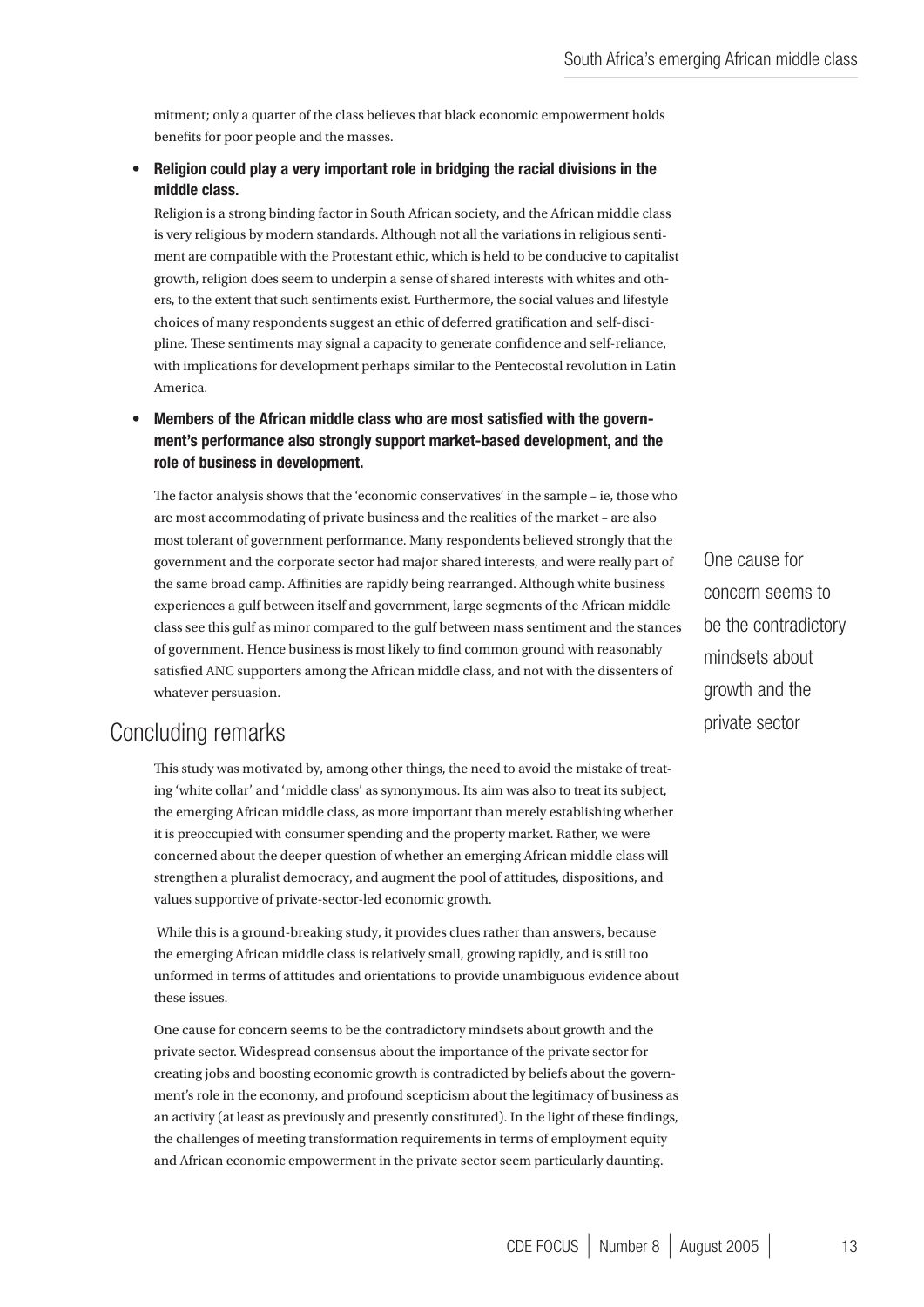mitment; only a quarter of the class believes that black economic empowerment holds benefits for poor people and the masses.

- **Religion could play a very important role in bridging the racial divisions in the middle class.**

  Religion is a strong binding factor in South African society, and the African middle class is very religious by modern standards. Although not all the variations in religious sentiment are compatible with the Protestant ethic, which is held to be conducive to capitalist growth, religion does seem to underpin a sense of shared interests with whites and others, to the extent that such sentiments exist. Furthermore, the social values and lifestyle choices of many respondents suggest an ethic of deferred gratification and self-discipline. These sentiments may signal a capacity to generate confidence and self-reliance, with implications for development perhaps similar to the Pentecostal revolution in Latin America.

- **Members of the African middle class who are most satisfied with the government's performance also strongly support market-based development, and the role of business in development.**

  The factor analysis shows that the 'economic conservatives' in the sample – ie, those who are most accommodating of private business and the realities of the market – are also most tolerant of government performance. Many respondents believed strongly that the government and the corporate sector had major shared interests, and were really part of the same broad camp. Affinities are rapidly being rearranged. Although white business experiences a gulf between itself and government, large segments of the African middle class see this gulf as minor compared to the gulf between mass sentiment and the stances of government. Hence business is most likely to find common ground with reasonably satisfied ANC supporters among the African middle class, and not with the dissenters of whatever persuasion.

## Concluding remarks

This study was motivated by, among other things, the need to avoid the mistake of treating 'white collar' and 'middle class' as synonymous. Its aim was also to treat its subject, the emerging African middle class, as more important than merely establishing whether it is preoccupied with consumer spending and the property market. Rather, we were concerned about the deeper question of whether an emerging African middle class will strengthen a pluralist democracy, and augment the pool of attitudes, dispositions, and values supportive of private-sector-led economic growth.

While this is a ground-breaking study, it provides clues rather than answers, because the emerging African middle class is relatively small, growing rapidly, and is still too unformed in terms of attitudes and orientations to provide unambiguous evidence about these issues.

One cause for concern seems to be the contradictory mindsets about growth and the private sector. Widespread consensus about the importance of the private sector for creating jobs and boosting economic growth is contradicted by beliefs about the government's role in the economy, and profound scepticism about the legitimacy of business as an activity (at least as previously and presently constituted). In the light of these findings, the challenges of meeting transformation requirements in terms of employment equity and African economic empowerment in the private sector seem particularly daunting.

> One cause for concern seems to be the contradictory mindsets about growth and the private sector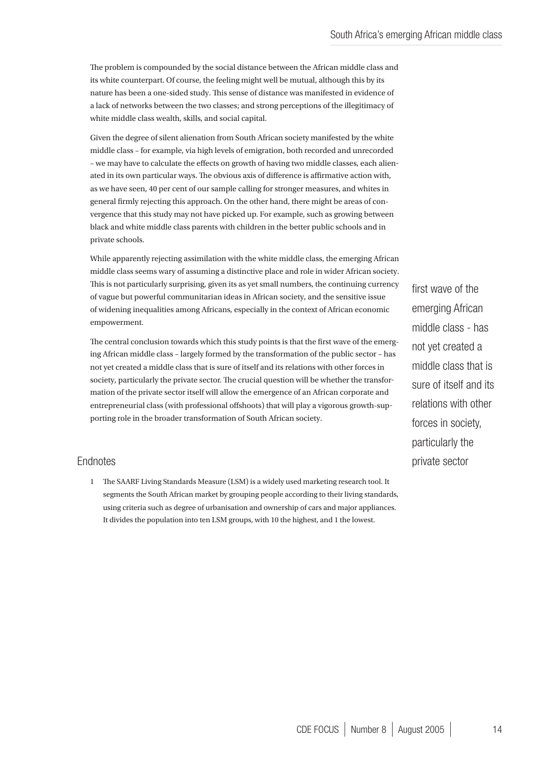The problem is compounded by the social distance between the African middle class and its white counterpart. Of course, the feeling might well be mutual, although this by its nature has been a one-sided study. This sense of distance was manifested in evidence of a lack of networks between the two classes; and strong perceptions of the illegitimacy of white middle class wealth, skills, and social capital.

Given the degree of silent alienation from South African society manifested by the white middle class – for example, via high levels of emigration, both recorded and unrecorded – we may have to calculate the effects on growth of having two middle classes, each alienated in its own particular ways. The obvious axis of difference is affirmative action with, as we have seen, 40 per cent of our sample calling for stronger measures, and whites in general firmly rejecting this approach. On the other hand, there might be areas of convergence that this study may not have picked up. For example, such as growing between black and white middle class parents with children in the better public schools and in private schools.

While apparently rejecting assimilation with the white middle class, the emerging African middle class seems wary of assuming a distinctive place and role in wider African society. This is not particularly surprising, given its as yet small numbers, the continuing currency of vague but powerful communitarian ideas in African society, and the sensitive issue of widening inequalities among Africans, especially in the context of African economic empowerment.

The central conclusion towards which this study points is that the first wave of the emerging African middle class – largely formed by the transformation of the public sector – has not yet created a middle class that is sure of itself and its relations with other forces in society, particularly the private sector. The crucial question will be whether the transformation of the private sector itself will allow the emergence of an African corporate and entrepreneurial class (with professional offshoots) that will play a vigorous growth-supporting role in the broader transformation of South African society.

> first wave of the emerging African middle class - has not yet created a middle class that is sure of itself and its relations with other forces in society, particularly the private sector

## Endnotes

1. The SAARF Living Standards Measure (LSM) is a widely used marketing research tool. It segments the South African market by grouping people according to their living standards, using criteria such as degree of urbanisation and ownership of cars and major appliances. It divides the population into ten LSM groups, with 10 the highest, and 1 the lowest.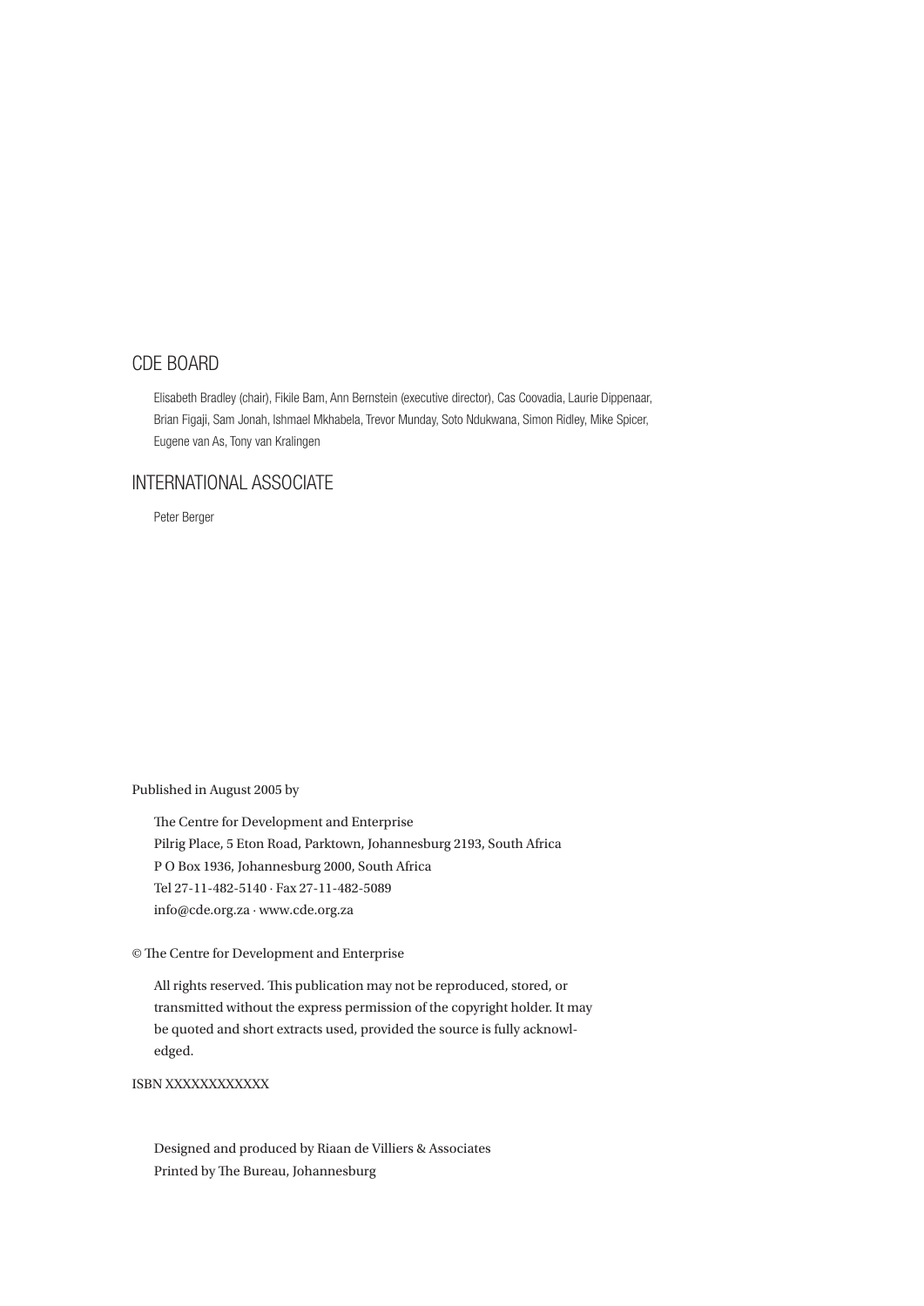## CDE BOARD

Elisabeth Bradley (chair), Fikile Bam, Ann Bernstein (executive director), Cas Coovadia, Laurie Dippenaar, Brian Figaji, Sam Jonah, Ishmael Mkhabela, Trevor Munday, Soto Ndukwana, Simon Ridley, Mike Spicer, Eugene van As, Tony van Kralingen

## INTERNATIONAL ASSOCIATE

Peter Berger

Published in August 2005 by

The Centre for Development and Enterprise
Pilrig Place, 5 Eton Road, Parktown, Johannesburg 2193, South Africa
P O Box 1936, Johannesburg 2000, South Africa
Tel 27-11-482-5140 · Fax 27-11-482-5089
info@cde.org.za · www.cde.org.za

© The Centre for Development and Enterprise

All rights reserved. This publication may not be reproduced, stored, or transmitted without the express permission of the copyright holder. It may be quoted and short extracts used, provided the source is fully acknowledged.

ISBN XXXXXXXXXXXX

Designed and produced by Riaan de Villiers & Associates
Printed by The Bureau, Johannesburg